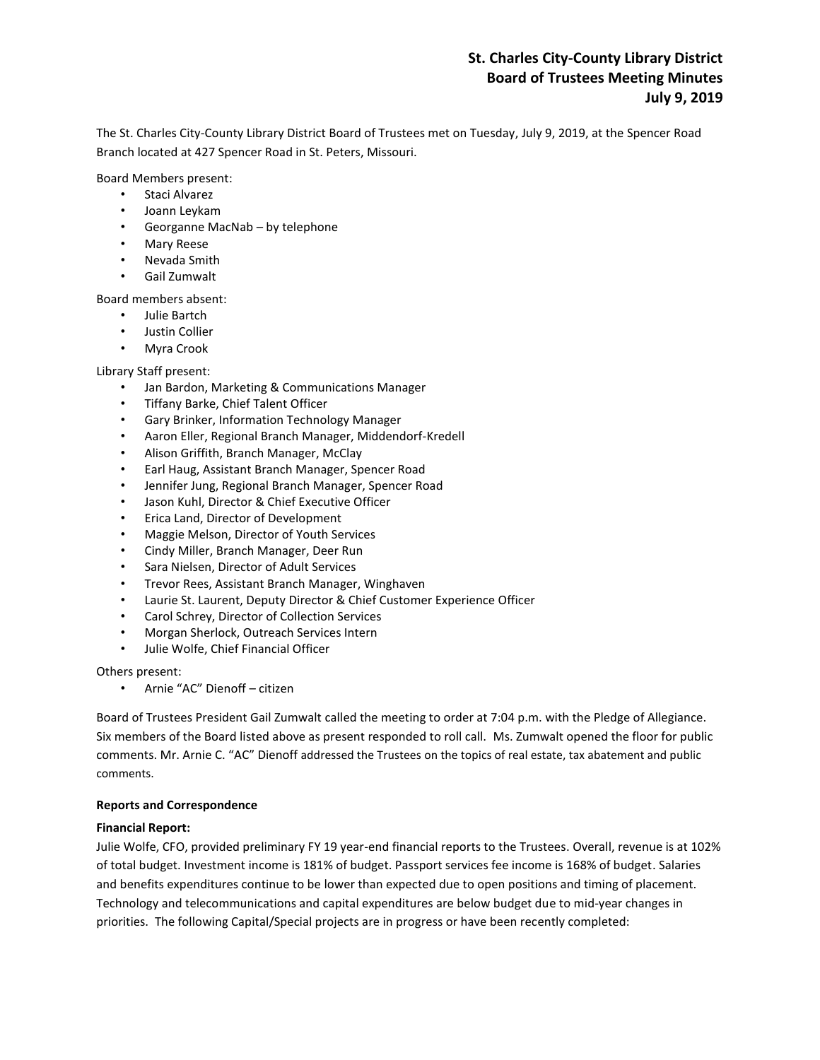# St. Charles City-County Library District
## Board of Trustees Meeting Minutes
## July 9, 2019

The St. Charles City-County Library District Board of Trustees met on Tuesday, July 9, 2019, at the Spencer Road Branch located at 427 Spencer Road in St. Peters, Missouri.

Board Members present:

- Staci Alvarez
- Joann Leykam
- Georganne MacNab – by telephone
- Mary Reese
- Nevada Smith
- Gail Zumwalt

Board members absent:

- Julie Bartch
- Justin Collier
- Myra Crook

Library Staff present:

- Jan Bardon, Marketing & Communications Manager
- Tiffany Barke, Chief Talent Officer
- Gary Brinker, Information Technology Manager
- Aaron Eller, Regional Branch Manager, Middendorf-Kredell
- Alison Griffith, Branch Manager, McClay
- Earl Haug, Assistant Branch Manager, Spencer Road
- Jennifer Jung, Regional Branch Manager, Spencer Road
- Jason Kuhl, Director & Chief Executive Officer
- Erica Land, Director of Development
- Maggie Melson, Director of Youth Services
- Cindy Miller, Branch Manager, Deer Run
- Sara Nielsen, Director of Adult Services
- Trevor Rees, Assistant Branch Manager, Winghaven
- Laurie St. Laurent, Deputy Director & Chief Customer Experience Officer
- Carol Schrey, Director of Collection Services
- Morgan Sherlock, Outreach Services Intern
- Julie Wolfe, Chief Financial Officer

Others present:

- Arnie "AC" Dienoff – citizen

Board of Trustees President Gail Zumwalt called the meeting to order at 7:04 p.m. with the Pledge of Allegiance. Six members of the Board listed above as present responded to roll call. Ms. Zumwalt opened the floor for public comments. Mr. Arnie C. "AC" Dienoff addressed the Trustees on the topics of real estate, tax abatement and public comments.

**Reports and Correspondence**

**Financial Report:**

Julie Wolfe, CFO, provided preliminary FY 19 year-end financial reports to the Trustees. Overall, revenue is at 102% of total budget. Investment income is 181% of budget. Passport services fee income is 168% of budget. Salaries and benefits expenditures continue to be lower than expected due to open positions and timing of placement. Technology and telecommunications and capital expenditures are below budget due to mid-year changes in priorities. The following Capital/Special projects are in progress or have been recently completed: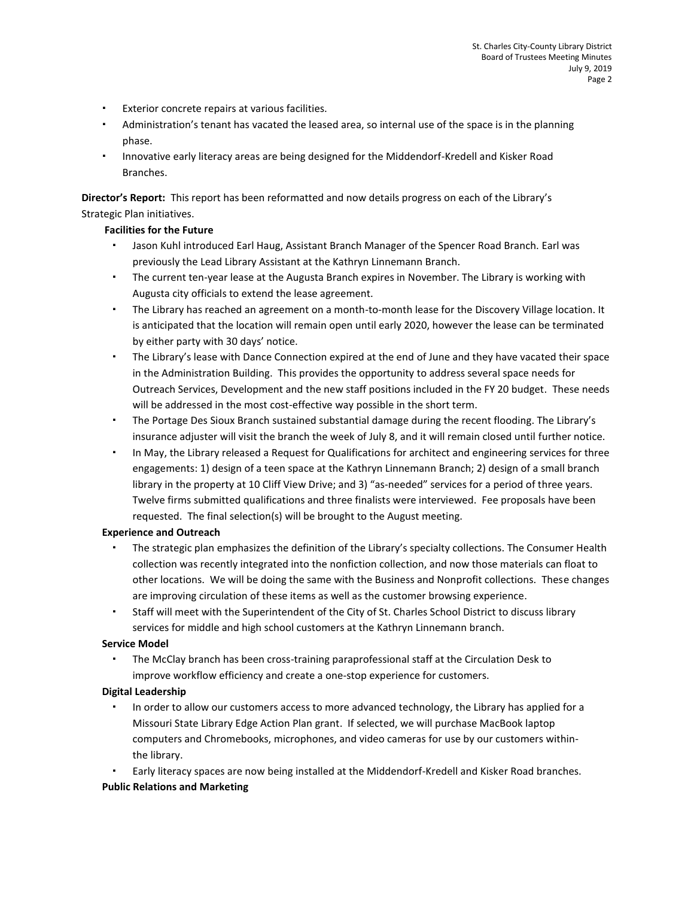- Exterior concrete repairs at various facilities.
- Administration's tenant has vacated the leased area, so internal use of the space is in the planning phase.
- Innovative early literacy areas are being designed for the Middendorf-Kredell and Kisker Road Branches.

**Director's Report:** This report has been reformatted and now details progress on each of the Library's Strategic Plan initiatives.

**Facilities for the Future**

- Jason Kuhl introduced Earl Haug, Assistant Branch Manager of the Spencer Road Branch. Earl was previously the Lead Library Assistant at the Kathryn Linnemann Branch.
- The current ten-year lease at the Augusta Branch expires in November. The Library is working with Augusta city officials to extend the lease agreement.
- The Library has reached an agreement on a month-to-month lease for the Discovery Village location. It is anticipated that the location will remain open until early 2020, however the lease can be terminated by either party with 30 days' notice.
- The Library's lease with Dance Connection expired at the end of June and they have vacated their space in the Administration Building. This provides the opportunity to address several space needs for Outreach Services, Development and the new staff positions included in the FY 20 budget. These needs will be addressed in the most cost-effective way possible in the short term.
- The Portage Des Sioux Branch sustained substantial damage during the recent flooding. The Library's insurance adjuster will visit the branch the week of July 8, and it will remain closed until further notice.
- In May, the Library released a Request for Qualifications for architect and engineering services for three engagements: 1) design of a teen space at the Kathryn Linnemann Branch; 2) design of a small branch library in the property at 10 Cliff View Drive; and 3) "as-needed" services for a period of three years. Twelve firms submitted qualifications and three finalists were interviewed. Fee proposals have been requested. The final selection(s) will be brought to the August meeting.

**Experience and Outreach**

- The strategic plan emphasizes the definition of the Library's specialty collections. The Consumer Health collection was recently integrated into the nonfiction collection, and now those materials can float to other locations. We will be doing the same with the Business and Nonprofit collections. These changes are improving circulation of these items as well as the customer browsing experience.
- Staff will meet with the Superintendent of the City of St. Charles School District to discuss library services for middle and high school customers at the Kathryn Linnemann branch.

**Service Model**

- The McClay branch has been cross-training paraprofessional staff at the Circulation Desk to improve workflow efficiency and create a one-stop experience for customers.

**Digital Leadership**

- In order to allow our customers access to more advanced technology, the Library has applied for a Missouri State Library Edge Action Plan grant. If selected, we will purchase MacBook laptop computers and Chromebooks, microphones, and video cameras for use by our customers within-the library.
- Early literacy spaces are now being installed at the Middendorf-Kredell and Kisker Road branches.

**Public Relations and Marketing**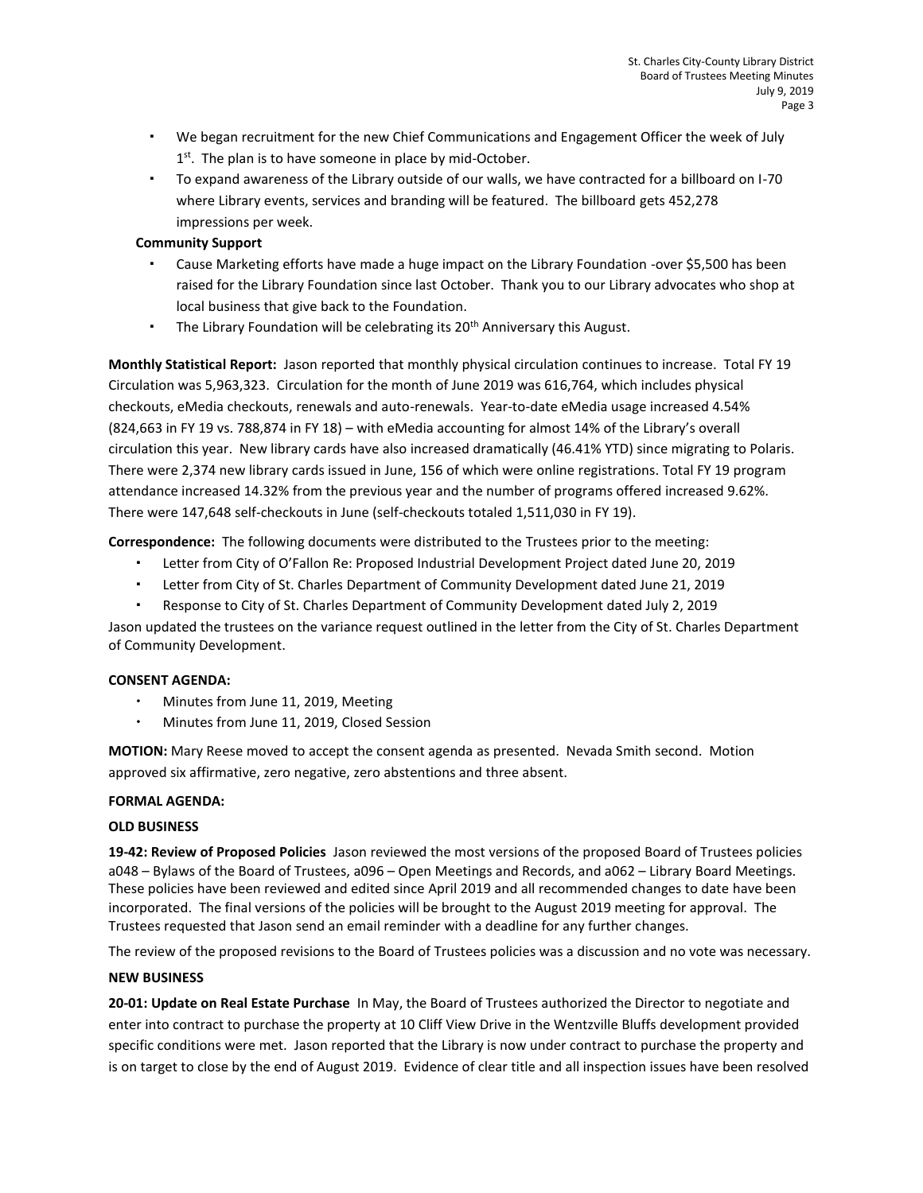- We began recruitment for the new Chief Communications and Engagement Officer the week of July 1st. The plan is to have someone in place by mid-October.
- To expand awareness of the Library outside of our walls, we have contracted for a billboard on I-70 where Library events, services and branding will be featured. The billboard gets 452,278 impressions per week.

**Community Support**

- Cause Marketing efforts have made a huge impact on the Library Foundation -over $5,500 has been raised for the Library Foundation since last October. Thank you to our Library advocates who shop at local business that give back to the Foundation.
- The Library Foundation will be celebrating its 20th Anniversary this August.

**Monthly Statistical Report:** Jason reported that monthly physical circulation continues to increase. Total FY 19 Circulation was 5,963,323. Circulation for the month of June 2019 was 616,764, which includes physical checkouts, eMedia checkouts, renewals and auto-renewals. Year-to-date eMedia usage increased 4.54% (824,663 in FY 19 vs. 788,874 in FY 18) – with eMedia accounting for almost 14% of the Library's overall circulation this year. New library cards have also increased dramatically (46.41% YTD) since migrating to Polaris. There were 2,374 new library cards issued in June, 156 of which were online registrations. Total FY 19 program attendance increased 14.32% from the previous year and the number of programs offered increased 9.62%. There were 147,648 self-checkouts in June (self-checkouts totaled 1,511,030 in FY 19).

**Correspondence:** The following documents were distributed to the Trustees prior to the meeting:

- Letter from City of O'Fallon Re: Proposed Industrial Development Project dated June 20, 2019
- Letter from City of St. Charles Department of Community Development dated June 21, 2019
- Response to City of St. Charles Department of Community Development dated July 2, 2019

Jason updated the trustees on the variance request outlined in the letter from the City of St. Charles Department of Community Development.

**CONSENT AGENDA:**

- Minutes from June 11, 2019, Meeting
- Minutes from June 11, 2019, Closed Session

**MOTION:** Mary Reese moved to accept the consent agenda as presented. Nevada Smith second. Motion approved six affirmative, zero negative, zero abstentions and three absent.

**FORMAL AGENDA:**

**OLD BUSINESS**

**19-42: Review of Proposed Policies** Jason reviewed the most versions of the proposed Board of Trustees policies a048 – Bylaws of the Board of Trustees, a096 – Open Meetings and Records, and a062 – Library Board Meetings. These policies have been reviewed and edited since April 2019 and all recommended changes to date have been incorporated. The final versions of the policies will be brought to the August 2019 meeting for approval. The Trustees requested that Jason send an email reminder with a deadline for any further changes.

The review of the proposed revisions to the Board of Trustees policies was a discussion and no vote was necessary.

**NEW BUSINESS**

**20-01: Update on Real Estate Purchase** In May, the Board of Trustees authorized the Director to negotiate and enter into contract to purchase the property at 10 Cliff View Drive in the Wentzville Bluffs development provided specific conditions were met. Jason reported that the Library is now under contract to purchase the property and is on target to close by the end of August 2019. Evidence of clear title and all inspection issues have been resolved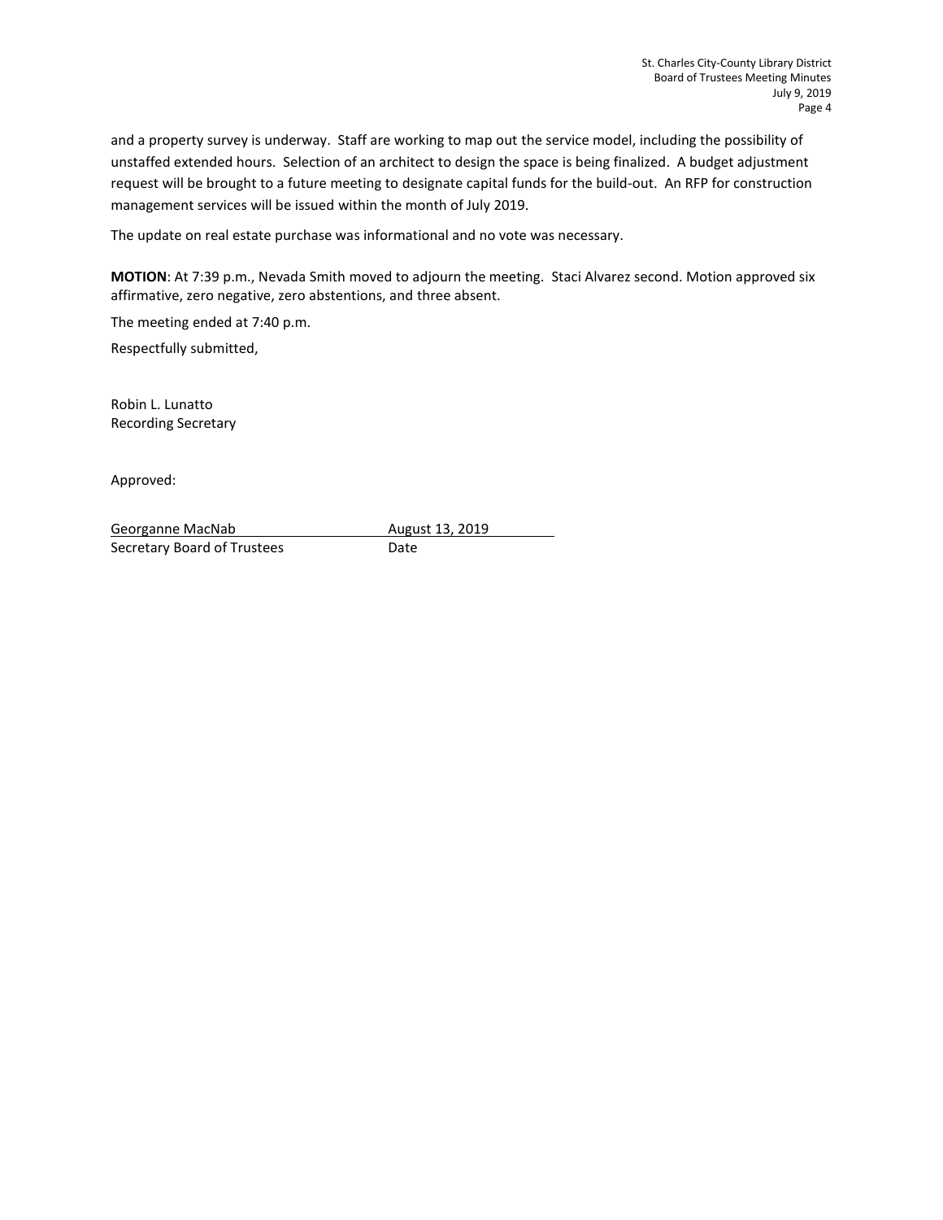and a property survey is underway. Staff are working to map out the service model, including the possibility of unstaffed extended hours. Selection of an architect to design the space is being finalized. A budget adjustment request will be brought to a future meeting to designate capital funds for the build-out. An RFP for construction management services will be issued within the month of July 2019.

The update on real estate purchase was informational and no vote was necessary.

**MOTION**: At 7:39 p.m., Nevada Smith moved to adjourn the meeting. Staci Alvarez second. Motion approved six affirmative, zero negative, zero abstentions, and three absent.

The meeting ended at 7:40 p.m.

Respectfully submitted,

Robin L. Lunatto
Recording Secretary

Approved:

| | |
|---|---|
| Georganne MacNab | August 13, 2019 |
| Secretary Board of Trustees | Date |